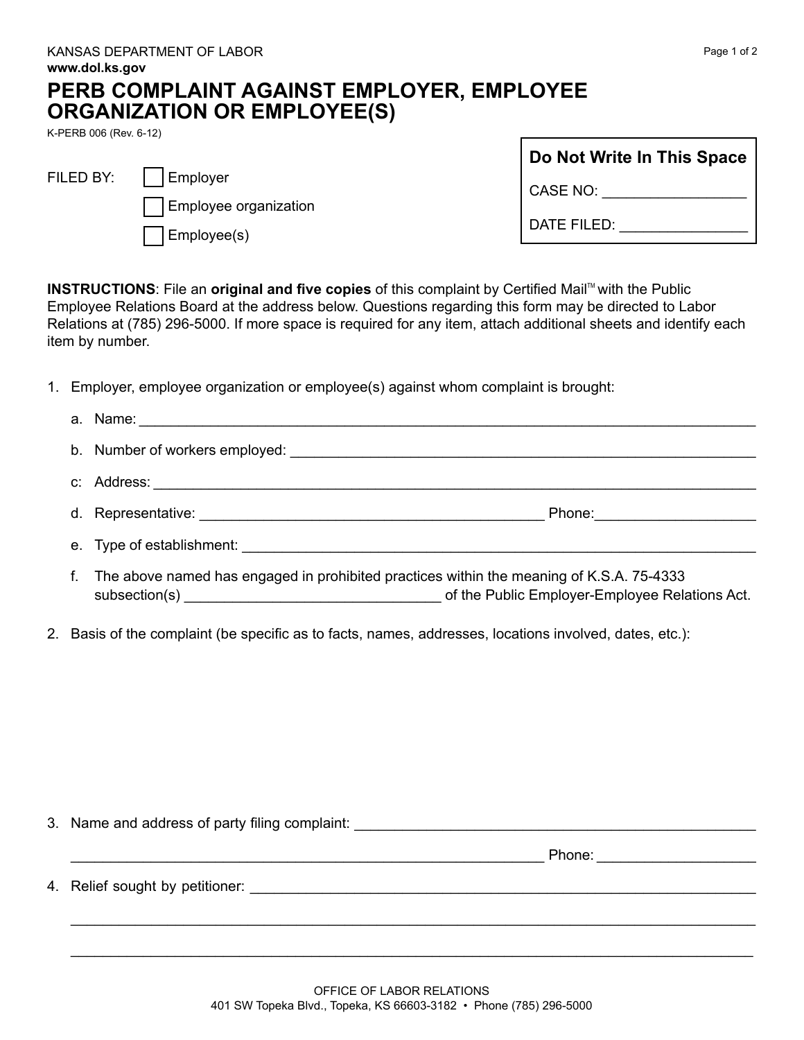KANSAS DEPARTMENT OF LABOR
**www.dol.ks.gov**

# PERB COMPLAINT AGAINST EMPLOYER, EMPLOYEE ORGANIZATION OR EMPLOYEE(S)

K-PERB 006 (Rev. 6-12)

FILED BY:
- ☐ Employer
- ☐ Employee organization
- ☐ Employee(s)

**Do Not Write In This Space**

CASE NO: __________________

DATE FILED: ________________

**INSTRUCTIONS**: File an **original and five copies** of this complaint by Certified Mail™ with the Public Employee Relations Board at the address below. Questions regarding this form may be directed to Labor Relations at (785) 296-5000. If more space is required for any item, attach additional sheets and identify each item by number.

1. Employer, employee organization or employee(s) against whom complaint is brought:

   a. Name: ____________________________________________

   b. Number of workers employed: ____________________________________________

   c: Address: ____________________________________________

   d. Representative: ______________________________ Phone: ____________________

   e. Type of establishment: ____________________________________________

   f. The above named has engaged in prohibited practices within the meaning of K.S.A. 75-4333 subsection(s) ________________________________ of the Public Employer-Employee Relations Act.

2. Basis of the complaint (be specific as to facts, names, addresses, locations involved, dates, etc.):

3. Name and address of party filing complaint: ____________________________________________

   ____________________________________________ Phone: ____________________

4. Relief sought by petitioner: ____________________________________________

   ____________________________________________

   ____________________________________________

OFFICE OF LABOR RELATIONS
401 SW Topeka Blvd., Topeka, KS 66603-3182 • Phone (785) 296-5000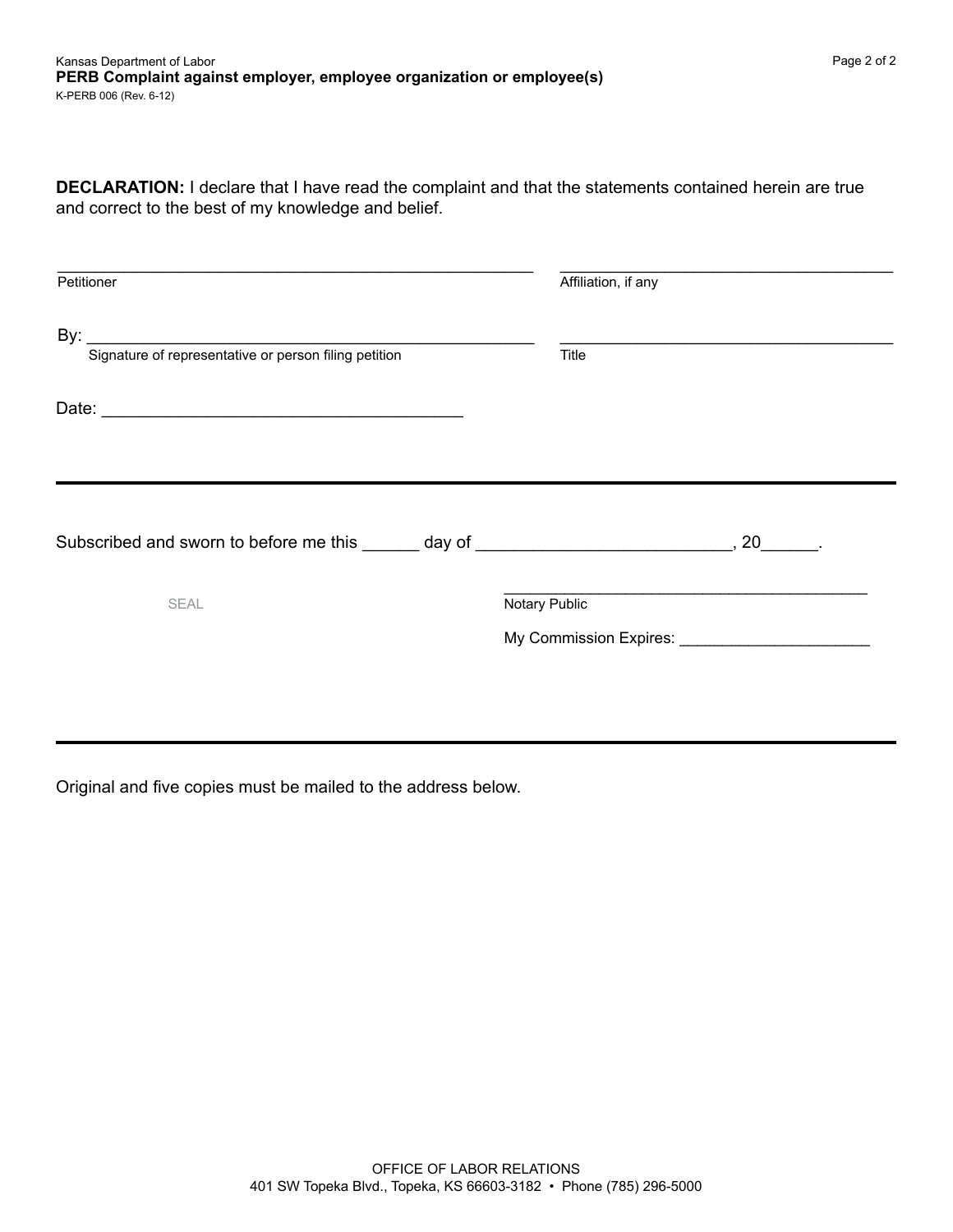**DECLARATION:** I declare that I have read the complaint and that the statements contained herein are true and correct to the best of my knowledge and belief.

| | |
|---|---|
| ______________________________ | ______________________________ |
| Petitioner | Affiliation, if any |
| By: ______________________________ | ______________________________ |
| Signature of representative or person filing petition | Title |

Date: ______________________________

---

Subscribed and sworn to before me this ______ day of ___________________________, 20______.

SEAL

______________________________
Notary Public

My Commission Expires: ______________________

---

Original and five copies must be mailed to the address below.

OFFICE OF LABOR RELATIONS
401 SW Topeka Blvd., Topeka, KS 66603-3182 • Phone (785) 296-5000